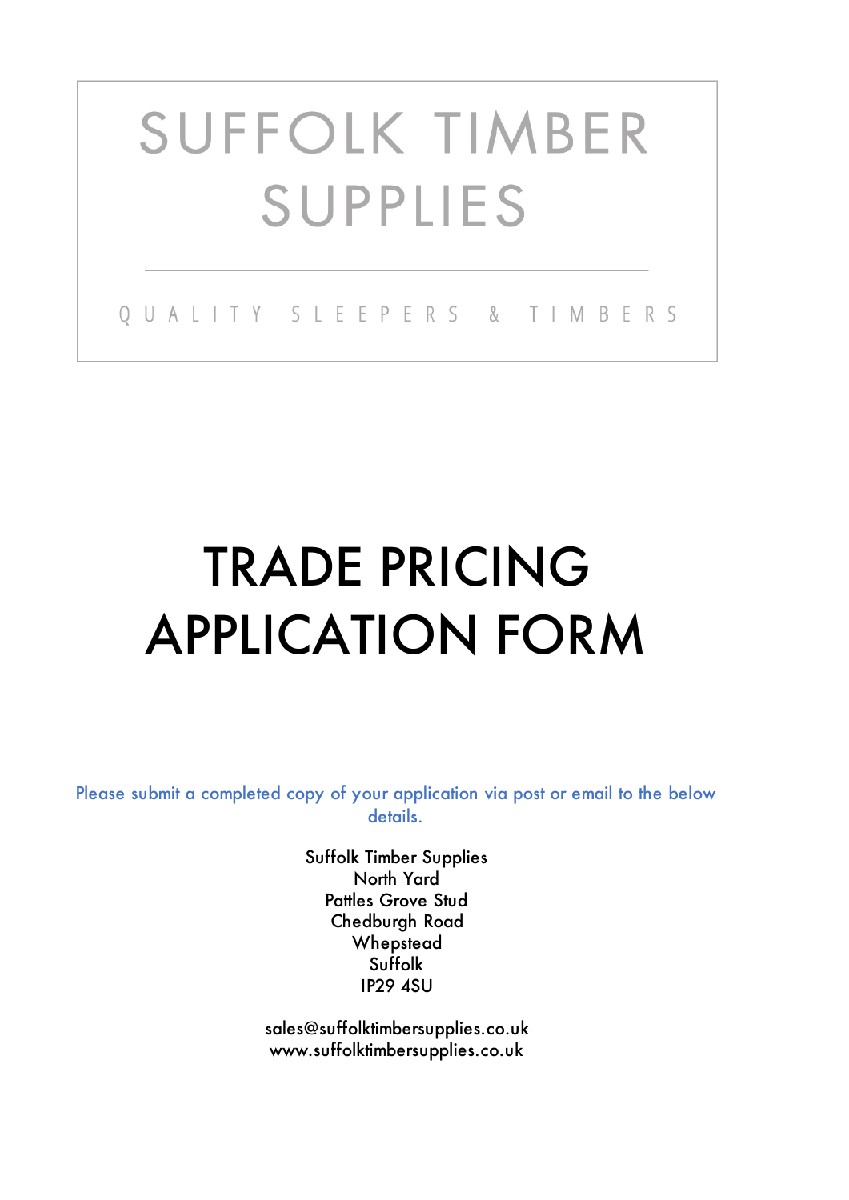# SUFFOLK TIMBER SUPPLIES

QUALITY SLEEPERS & TIMBERS

# TRADE PRICING APPLICATION FORM

Please submit a completed copy of your application via post or email to the below details.

Suffolk Timber Supplies
North Yard
Pattles Grove Stud
Chedburgh Road
Whepstead
Suffolk
IP29 4SU

sales@suffolktimbersupplies.co.uk
www.suffolktimbersupplies.co.uk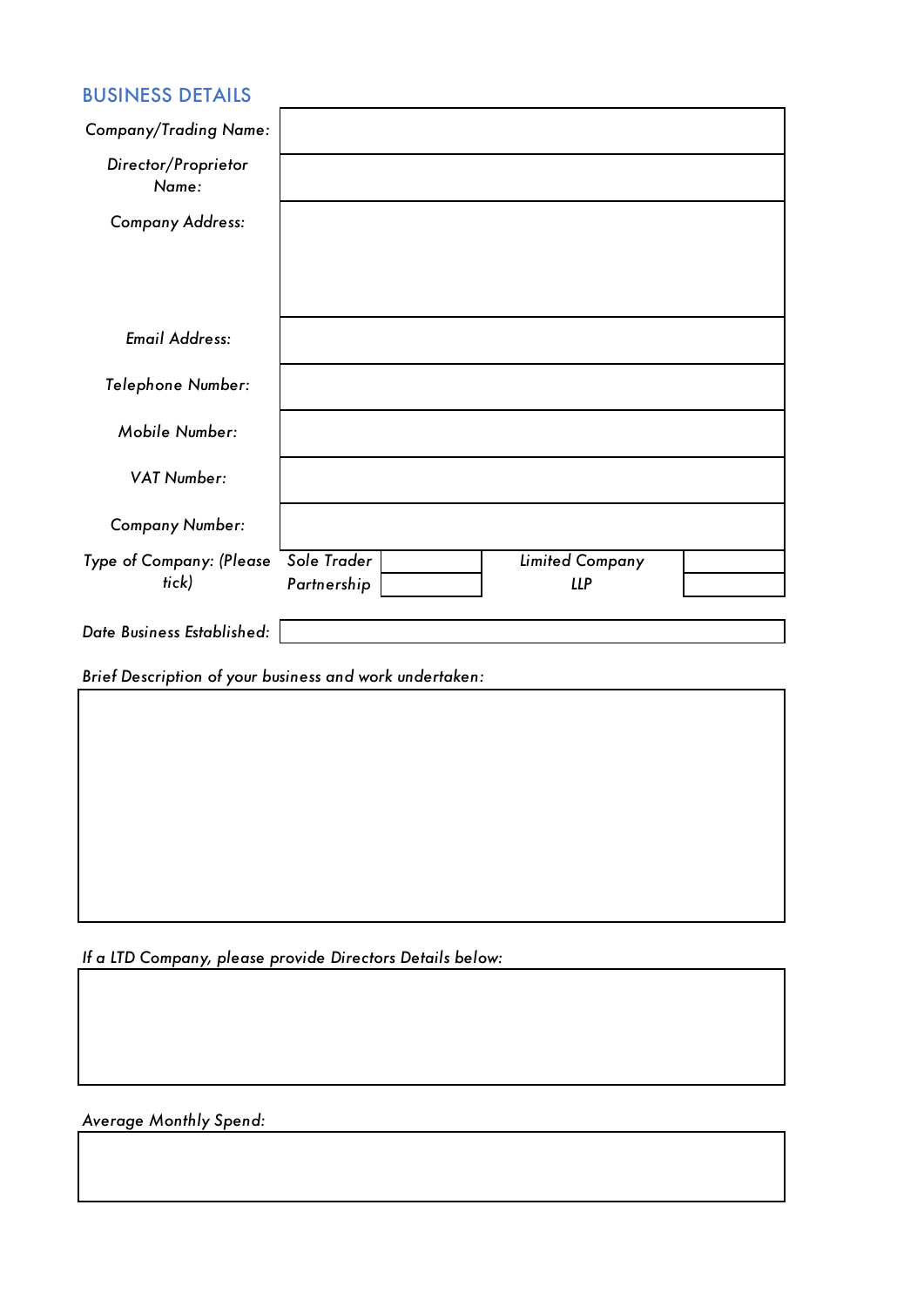## BUSINESS DETAILS

| | |
|---|---|
| *Company/Trading Name:* | |
| *Director/Proprietor Name:* | |
| *Company Address:* | |
| *Email Address:* | |
| *Telephone Number:* | |
| *Mobile Number:* | |
| *VAT Number:* | |
| *Company Number:* | |

| *Type of Company: (Please tick)* | | | | |
|---|---|---|---|---|
| | *Sole Trader* | | *Limited Company* | |
| | *Partnership* | | *LLP* | |

*Date Business Established:*

*Brief Description of your business and work undertaken:*

*If a LTD Company, please provide Directors Details below:*

*Average Monthly Spend:*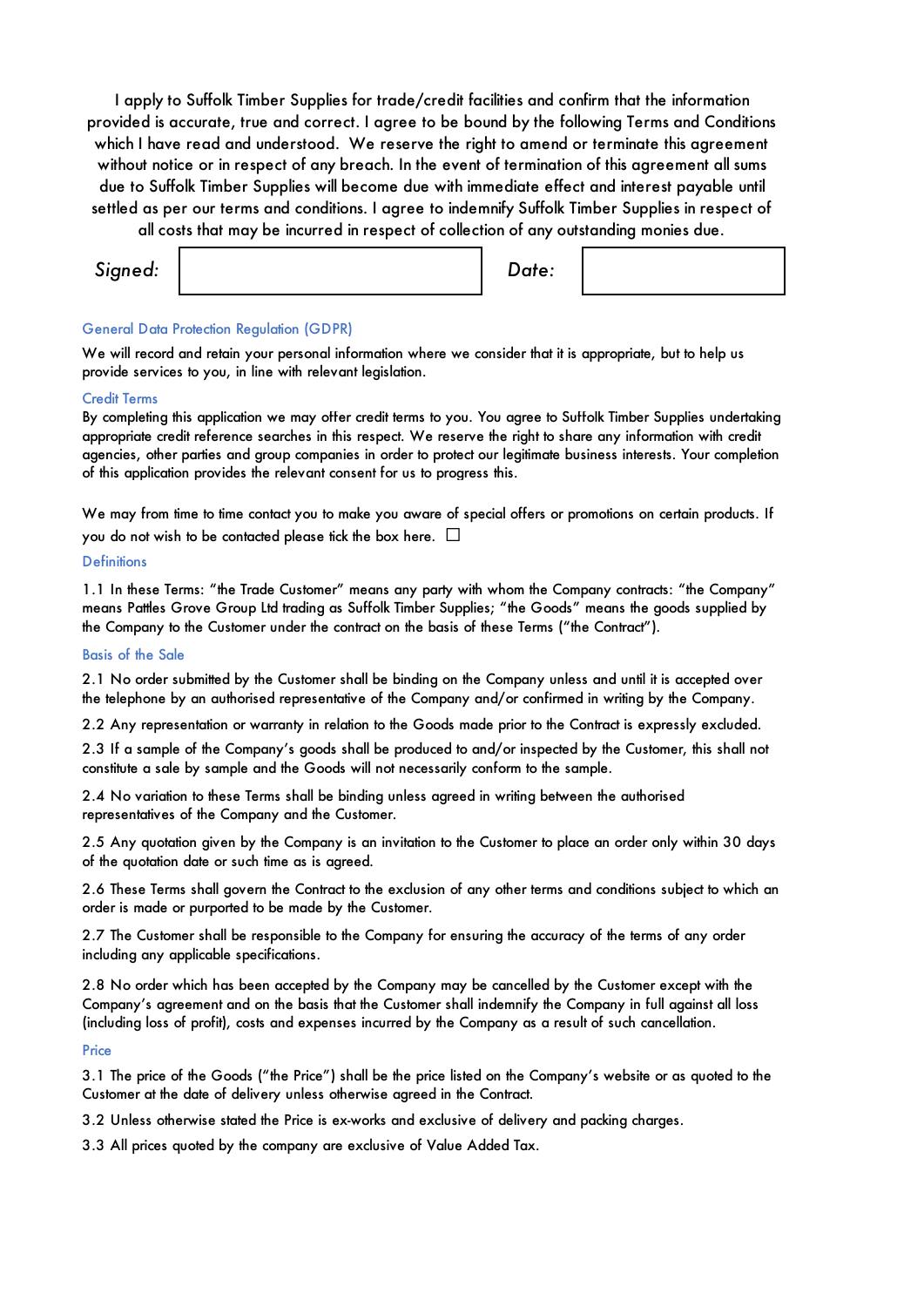I apply to Suffolk Timber Supplies for trade/credit facilities and confirm that the information provided is accurate, true and correct. I agree to be bound by the following Terms and Conditions which I have read and understood. We reserve the right to amend or terminate this agreement without notice or in respect of any breach. In the event of termination of this agreement all sums due to Suffolk Timber Supplies will become due with immediate effect and interest payable until settled as per our terms and conditions. I agree to indemnify Suffolk Timber Supplies in respect of all costs that may be incurred in respect of collection of any outstanding monies due.

| *Signed:* | | *Date:* | |
|---|---|---|---|

### General Data Protection Regulation (GDPR)

We will record and retain your personal information where we consider that it is appropriate, but to help us provide services to you, in line with relevant legislation.

### Credit Terms

By completing this application we may offer credit terms to you. You agree to Suffolk Timber Supplies undertaking appropriate credit reference searches in this respect. We reserve the right to share any information with credit agencies, other parties and group companies in order to protect our legitimate business interests. Your completion of this application provides the relevant consent for us to progress this.

We may from time to time contact you to make you aware of special offers or promotions on certain products. If you do not wish to be contacted please tick the box here. ☐

### Definitions

1.1 In these Terms: "the Trade Customer" means any party with whom the Company contracts: "the Company" means Pattles Grove Group Ltd trading as Suffolk Timber Supplies; "the Goods" means the goods supplied by the Company to the Customer under the contract on the basis of these Terms ("the Contract").

### Basis of the Sale

2.1 No order submitted by the Customer shall be binding on the Company unless and until it is accepted over the telephone by an authorised representative of the Company and/or confirmed in writing by the Company.

2.2 Any representation or warranty in relation to the Goods made prior to the Contract is expressly excluded.

2.3 If a sample of the Company's goods shall be produced to and/or inspected by the Customer, this shall not constitute a sale by sample and the Goods will not necessarily conform to the sample.

2.4 No variation to these Terms shall be binding unless agreed in writing between the authorised representatives of the Company and the Customer.

2.5 Any quotation given by the Company is an invitation to the Customer to place an order only within 30 days of the quotation date or such time as is agreed.

2.6 These Terms shall govern the Contract to the exclusion of any other terms and conditions subject to which an order is made or purported to be made by the Customer.

2.7 The Customer shall be responsible to the Company for ensuring the accuracy of the terms of any order including any applicable specifications.

2.8 No order which has been accepted by the Company may be cancelled by the Customer except with the Company's agreement and on the basis that the Customer shall indemnify the Company in full against all loss (including loss of profit), costs and expenses incurred by the Company as a result of such cancellation.

### Price

3.1 The price of the Goods ("the Price") shall be the price listed on the Company's website or as quoted to the Customer at the date of delivery unless otherwise agreed in the Contract.

3.2 Unless otherwise stated the Price is ex-works and exclusive of delivery and packing charges.

3.3 All prices quoted by the company are exclusive of Value Added Tax.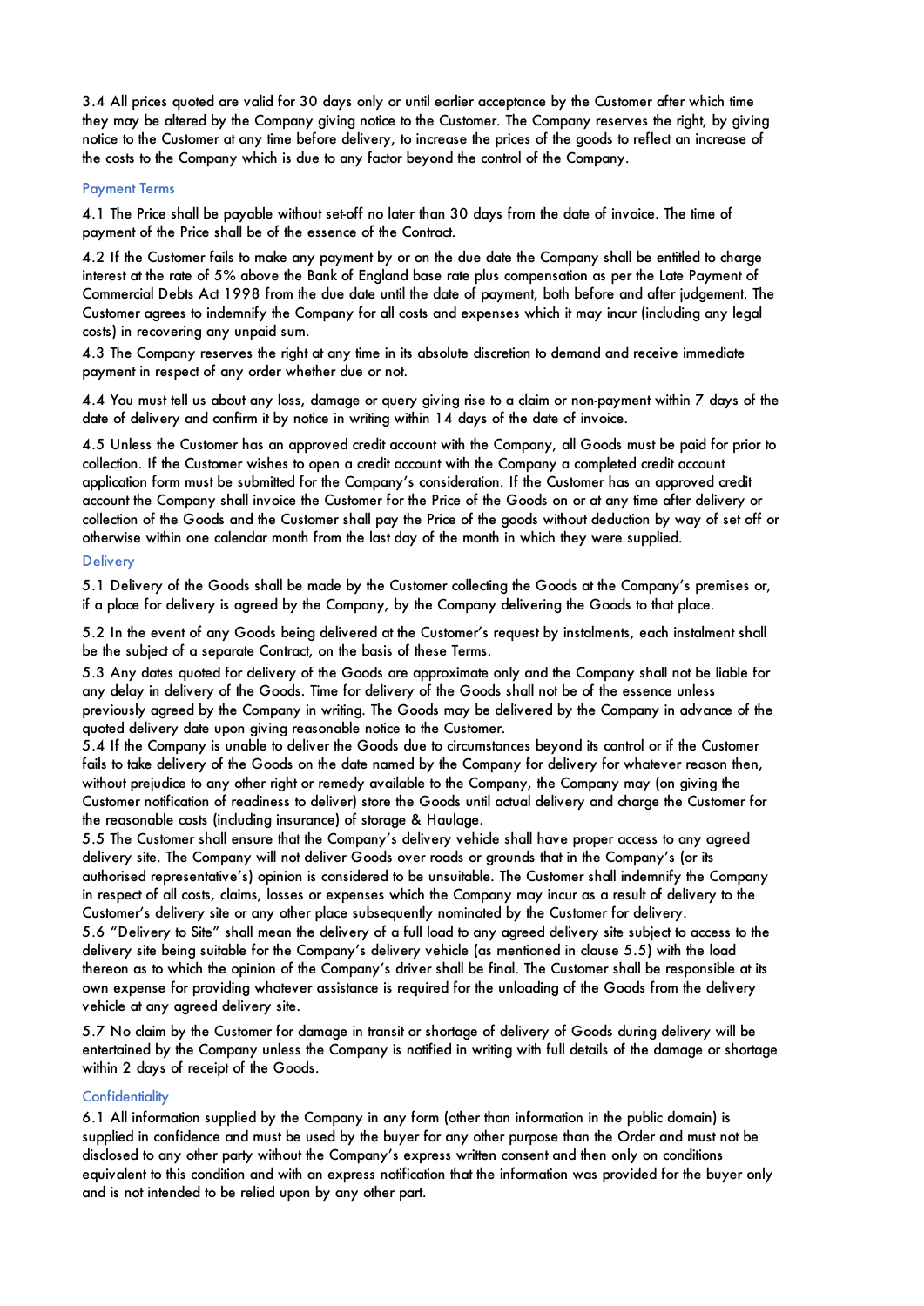3.4 All prices quoted are valid for 30 days only or until earlier acceptance by the Customer after which time they may be altered by the Company giving notice to the Customer. The Company reserves the right, by giving notice to the Customer at any time before delivery, to increase the prices of the goods to reflect an increase of the costs to the Company which is due to any factor beyond the control of the Company.

## Payment Terms

4.1 The Price shall be payable without set-off no later than 30 days from the date of invoice. The time of payment of the Price shall be of the essence of the Contract.

4.2 If the Customer fails to make any payment by or on the due date the Company shall be entitled to charge interest at the rate of 5% above the Bank of England base rate plus compensation as per the Late Payment of Commercial Debts Act 1998 from the due date until the date of payment, both before and after judgement. The Customer agrees to indemnify the Company for all costs and expenses which it may incur (including any legal costs) in recovering any unpaid sum.

4.3 The Company reserves the right at any time in its absolute discretion to demand and receive immediate payment in respect of any order whether due or not.

4.4 You must tell us about any loss, damage or query giving rise to a claim or non-payment within 7 days of the date of delivery and confirm it by notice in writing within 14 days of the date of invoice.

4.5 Unless the Customer has an approved credit account with the Company, all Goods must be paid for prior to collection. If the Customer wishes to open a credit account with the Company a completed credit account application form must be submitted for the Company's consideration. If the Customer has an approved credit account the Company shall invoice the Customer for the Price of the Goods on or at any time after delivery or collection of the Goods and the Customer shall pay the Price of the goods without deduction by way of set off or otherwise within one calendar month from the last day of the month in which they were supplied.

## Delivery

5.1 Delivery of the Goods shall be made by the Customer collecting the Goods at the Company's premises or, if a place for delivery is agreed by the Company, by the Company delivering the Goods to that place.

5.2 In the event of any Goods being delivered at the Customer's request by instalments, each instalment shall be the subject of a separate Contract, on the basis of these Terms.

5.3 Any dates quoted for delivery of the Goods are approximate only and the Company shall not be liable for any delay in delivery of the Goods. Time for delivery of the Goods shall not be of the essence unless previously agreed by the Company in writing. The Goods may be delivered by the Company in advance of the quoted delivery date upon giving reasonable notice to the Customer.

5.4 If the Company is unable to deliver the Goods due to circumstances beyond its control or if the Customer fails to take delivery of the Goods on the date named by the Company for delivery for whatever reason then, without prejudice to any other right or remedy available to the Company, the Company may (on giving the Customer notification of readiness to deliver) store the Goods until actual delivery and charge the Customer for the reasonable costs (including insurance) of storage & Haulage.

5.5 The Customer shall ensure that the Company's delivery vehicle shall have proper access to any agreed delivery site. The Company will not deliver Goods over roads or grounds that in the Company's (or its authorised representative's) opinion is considered to be unsuitable. The Customer shall indemnify the Company in respect of all costs, claims, losses or expenses which the Company may incur as a result of delivery to the Customer's delivery site or any other place subsequently nominated by the Customer for delivery.

5.6 "Delivery to Site" shall mean the delivery of a full load to any agreed delivery site subject to access to the delivery site being suitable for the Company's delivery vehicle (as mentioned in clause 5.5) with the load thereon as to which the opinion of the Company's driver shall be final. The Customer shall be responsible at its own expense for providing whatever assistance is required for the unloading of the Goods from the delivery vehicle at any agreed delivery site.

5.7 No claim by the Customer for damage in transit or shortage of delivery of Goods during delivery will be entertained by the Company unless the Company is notified in writing with full details of the damage or shortage within 2 days of receipt of the Goods.

## Confidentiality

6.1 All information supplied by the Company in any form (other than information in the public domain) is supplied in confidence and must be used by the buyer for any other purpose than the Order and must not be disclosed to any other party without the Company's express written consent and then only on conditions equivalent to this condition and with an express notification that the information was provided for the buyer only and is not intended to be relied upon by any other part.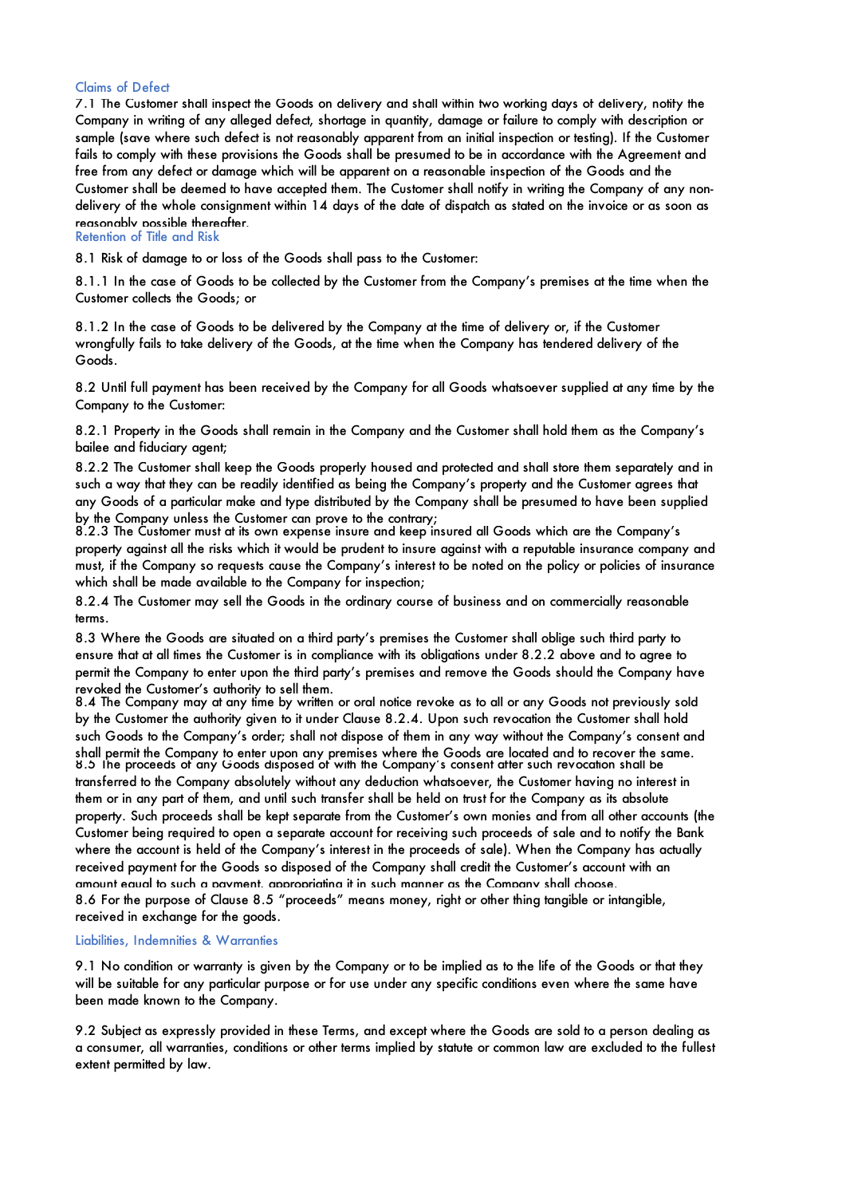## Claims of Defect

7.1 The Customer shall inspect the Goods on delivery and shall within two working days of delivery, notify the Company in writing of any alleged defect, shortage in quantity, damage or failure to comply with description or sample (save where such defect is not reasonably apparent from an initial inspection or testing). If the Customer fails to comply with these provisions the Goods shall be presumed to be in accordance with the Agreement and free from any defect or damage which will be apparent on a reasonable inspection of the Goods and the Customer shall be deemed to have accepted them. The Customer shall notify in writing the Company of any non-delivery of the whole consignment within 14 days of the date of dispatch as stated on the invoice or as soon as reasonably possible thereafter.

## Retention of Title and Risk

8.1 Risk of damage to or loss of the Goods shall pass to the Customer:

8.1.1 In the case of Goods to be collected by the Customer from the Company's premises at the time when the Customer collects the Goods; or

8.1.2 In the case of Goods to be delivered by the Company at the time of delivery or, if the Customer wrongfully fails to take delivery of the Goods, at the time when the Company has tendered delivery of the Goods.

8.2 Until full payment has been received by the Company for all Goods whatsoever supplied at any time by the Company to the Customer:

8.2.1 Property in the Goods shall remain in the Company and the Customer shall hold them as the Company's bailee and fiduciary agent;

8.2.2 The Customer shall keep the Goods properly housed and protected and shall store them separately and in such a way that they can be readily identified as being the Company's property and the Customer agrees that any Goods of a particular make and type distributed by the Company shall be presumed to have been supplied by the Company unless the Customer can prove to the contrary;

8.2.3 The Customer must at its own expense insure and keep insured all Goods which are the Company's property against all the risks which it would be prudent to insure against with a reputable insurance company and must, if the Company so requests cause the Company's interest to be noted on the policy or policies of insurance which shall be made available to the Company for inspection;

8.2.4 The Customer may sell the Goods in the ordinary course of business and on commercially reasonable terms.

8.3 Where the Goods are situated on a third party's premises the Customer shall oblige such third party to ensure that at all times the Customer is in compliance with its obligations under 8.2.2 above and to agree to permit the Company to enter upon the third party's premises and remove the Goods should the Company have revoked the Customer's authority to sell them.

8.4 The Company may at any time by written or oral notice revoke as to all or any Goods not previously sold by the Customer the authority given to it under Clause 8.2.4. Upon such revocation the Customer shall hold such Goods to the Company's order; shall not dispose of them in any way without the Company's consent and shall permit the Company to enter upon any premises where the Goods are located and to recover the same.

8.5 The proceeds of any Goods disposed of with the Company's consent after such revocation shall be transferred to the Company absolutely without any deduction whatsoever, the Customer having no interest in them or in any part of them, and until such transfer shall be held on trust for the Company as its absolute property. Such proceeds shall be kept separate from the Customer's own monies and from all other accounts (the Customer being required to open a separate account for receiving such proceeds of sale and to notify the Bank where the account is held of the Company's interest in the proceeds of sale). When the Company has actually received payment for the Goods so disposed of the Company shall credit the Customer's account with an amount equal to such a payment, appropriating it in such manner as the Company shall choose.

8.6 For the purpose of Clause 8.5 "proceeds" means money, right or other thing tangible or intangible, received in exchange for the goods.

## Liabilities, Indemnities & Warranties

9.1 No condition or warranty is given by the Company or to be implied as to the life of the Goods or that they will be suitable for any particular purpose or for use under any specific conditions even where the same have been made known to the Company.

9.2 Subject as expressly provided in these Terms, and except where the Goods are sold to a person dealing as a consumer, all warranties, conditions or other terms implied by statute or common law are excluded to the fullest extent permitted by law.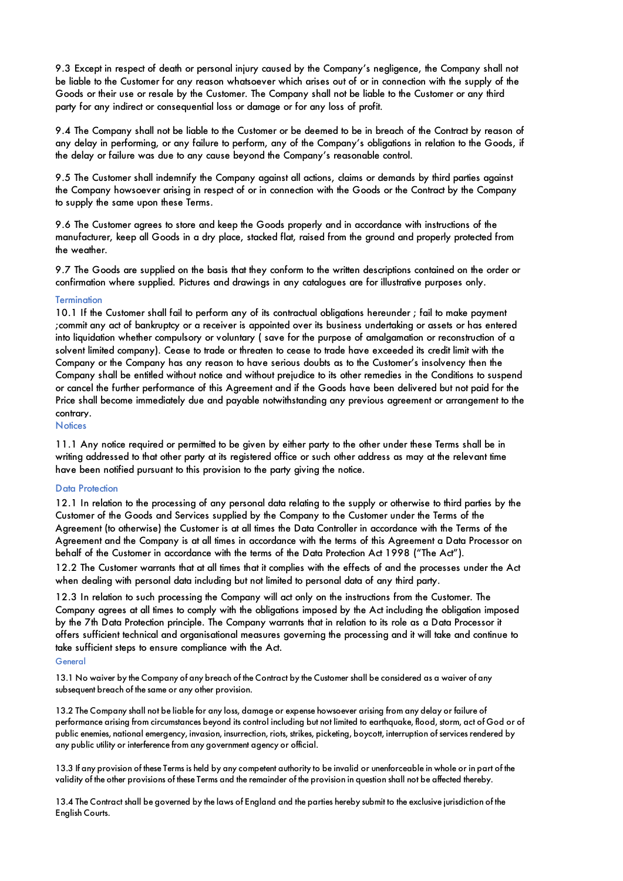9.3 Except in respect of death or personal injury caused by the Company's negligence, the Company shall not be liable to the Customer for any reason whatsoever which arises out of or in connection with the supply of the Goods or their use or resale by the Customer. The Company shall not be liable to the Customer or any third party for any indirect or consequential loss or damage or for any loss of profit.

9.4 The Company shall not be liable to the Customer or be deemed to be in breach of the Contract by reason of any delay in performing, or any failure to perform, any of the Company's obligations in relation to the Goods, if the delay or failure was due to any cause beyond the Company's reasonable control.

9.5 The Customer shall indemnify the Company against all actions, claims or demands by third parties against the Company howsoever arising in respect of or in connection with the Goods or the Contract by the Company to supply the same upon these Terms.

9.6 The Customer agrees to store and keep the Goods properly and in accordance with instructions of the manufacturer, keep all Goods in a dry place, stacked flat, raised from the ground and properly protected from the weather.

9.7 The Goods are supplied on the basis that they conform to the written descriptions contained on the order or confirmation where supplied. Pictures and drawings in any catalogues are for illustrative purposes only.

## Termination

10.1 If the Customer shall fail to perform any of its contractual obligations hereunder ; fail to make payment ;commit any act of bankruptcy or a receiver is appointed over its business undertaking or assets or has entered into liquidation whether compulsory or voluntary ( save for the purpose of amalgamation or reconstruction of a solvent limited company). Cease to trade or threaten to cease to trade have exceeded its credit limit with the Company or the Company has any reason to have serious doubts as to the Customer's insolvency then the Company shall be entitled without notice and without prejudice to its other remedies in the Conditions to suspend or cancel the further performance of this Agreement and if the Goods have been delivered but not paid for the Price shall become immediately due and payable notwithstanding any previous agreement or arrangement to the contrary.

## Notices

11.1 Any notice required or permitted to be given by either party to the other under these Terms shall be in writing addressed to that other party at its registered office or such other address as may at the relevant time have been notified pursuant to this provision to the party giving the notice.

## Data Protection

12.1 In relation to the processing of any personal data relating to the supply or otherwise to third parties by the Customer of the Goods and Services supplied by the Company to the Customer under the Terms of the Agreement (to otherwise) the Customer is at all times the Data Controller in accordance with the Terms of the Agreement and the Company is at all times in accordance with the terms of this Agreement a Data Processor on behalf of the Customer in accordance with the terms of the Data Protection Act 1998 ("The Act").

12.2 The Customer warrants that at all times that it complies with the effects of and the processes under the Act when dealing with personal data including but not limited to personal data of any third party.

12.3 In relation to such processing the Company will act only on the instructions from the Customer. The Company agrees at all times to comply with the obligations imposed by the Act including the obligation imposed by the 7th Data Protection principle. The Company warrants that in relation to its role as a Data Processor it offers sufficient technical and organisational measures governing the processing and it will take and continue to take sufficient steps to ensure compliance with the Act.

## General

13.1 No waiver by the Company of any breach of the Contract by the Customer shall be considered as a waiver of any subsequent breach of the same or any other provision.

13.2 The Company shall not be liable for any loss, damage or expense howsoever arising from any delay or failure of performance arising from circumstances beyond its control including but not limited to earthquake, flood, storm, act of God or of public enemies, national emergency, invasion, insurrection, riots, strikes, picketing, boycott, interruption of services rendered by any public utility or interference from any government agency or official.

13.3 If any provision of these Terms is held by any competent authority to be invalid or unenforceable in whole or in part of the validity of the other provisions of these Terms and the remainder of the provision in question shall not be affected thereby.

13.4 The Contract shall be governed by the laws of England and the parties hereby submit to the exclusive jurisdiction of the English Courts.